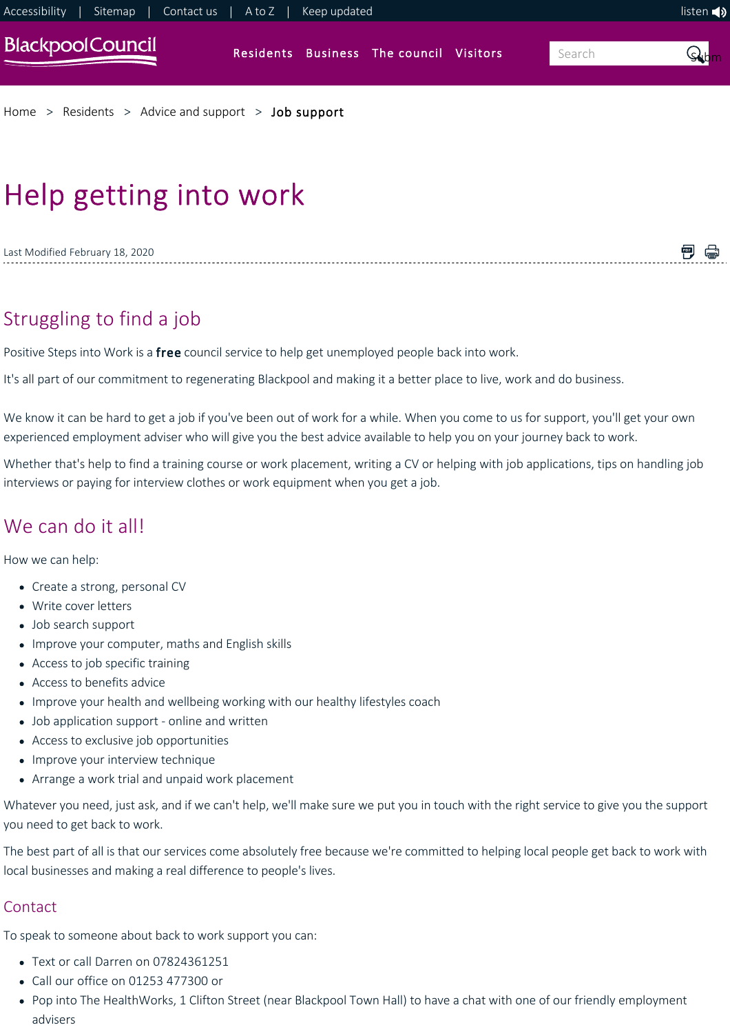Accessibility | Sitemap | Contact us | A to Z | Keep updated

listen

Blackpool Council

Residents Business The council Visitors

Home > Residents > Advice and support > Job support

# Help getting into work

Last Modified February 18, 2020

## Struggling to find a job

Positive Steps into Work is a **free** council service to help get unemployed people back into work.

It's all part of our commitment to regenerating Blackpool and making it a better place to live, work and do business.

We know it can be hard to get a job if you've been out of work for a while. When you come to us for support, you'll get your own experienced employment adviser who will give you the best advice available to help you on your journey back to work.

Whether that's help to find a training course or work placement, writing a CV or helping with job applications, tips on handling job interviews or paying for interview clothes or work equipment when you get a job.

## We can do it all!

How we can help:

- Create a strong, personal CV
- Write cover letters
- Job search support
- Improve your computer, maths and English skills
- Access to job specific training
- Access to benefits advice
- Improve your health and wellbeing working with our healthy lifestyles coach
- Job application support - online and written
- Access to exclusive job opportunities
- Improve your interview technique
- Arrange a work trial and unpaid work placement

Whatever you need, just ask, and if we can't help, we'll make sure we put you in touch with the right service to give you the support you need to get back to work.

The best part of all is that our services come absolutely free because we're committed to helping local people get back to work with local businesses and making a real difference to people's lives.

### Contact

To speak to someone about back to work support you can:

- Text or call Darren on 07824361251
- Call our office on 01253 477300 or
- Pop into The HealthWorks, 1 Clifton Street (near Blackpool Town Hall) to have a chat with one of our friendly employment advisers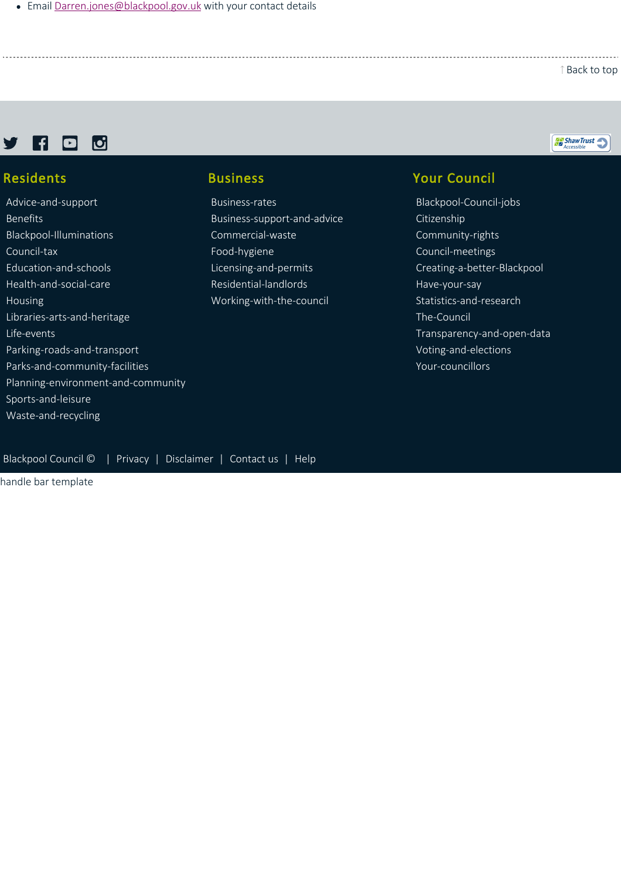- Email Darren.jones@blackpool.gov.uk with your contact details

↑ Back to top

## Residents

Advice-and-support
Benefits
Blackpool-Illuminations
Council-tax
Education-and-schools
Health-and-social-care
Housing
Libraries-arts-and-heritage
Life-events
Parking-roads-and-transport
Parks-and-community-facilities
Planning-environment-and-community
Sports-and-leisure
Waste-and-recycling

## Business

Business-rates
Business-support-and-advice
Commercial-waste
Food-hygiene
Licensing-and-permits
Residential-landlords
Working-with-the-council

## Your Council

Blackpool-Council-jobs
Citizenship
Community-rights
Council-meetings
Creating-a-better-Blackpool
Have-your-say
Statistics-and-research
The-Council
Transparency-and-open-data
Voting-and-elections
Your-councillors

Blackpool Council © | Privacy | Disclaimer | Contact us | Help

handle bar template